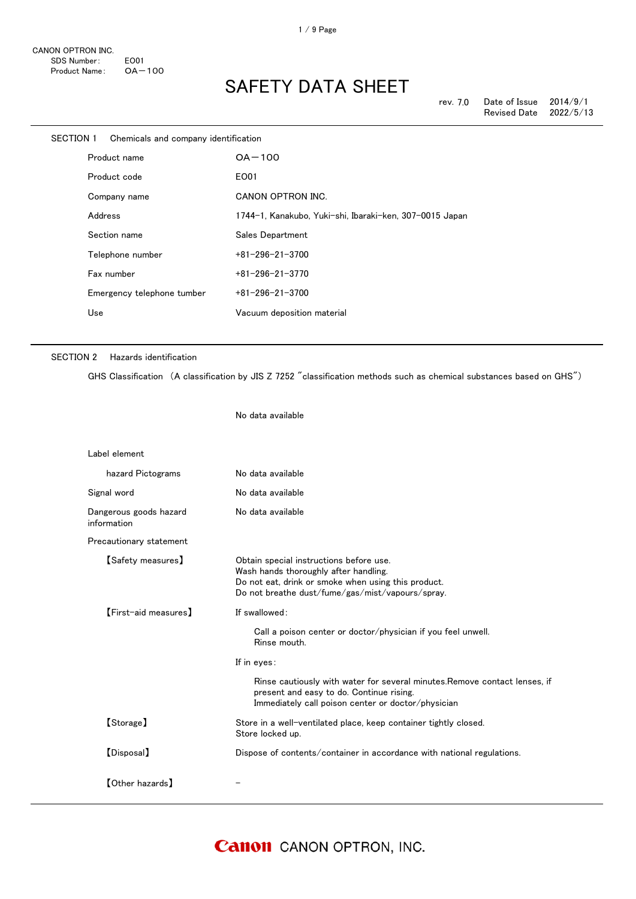CANON OPTRON INC.
SDS Number: E001
Product Name: OA−100

# SAFETY DATA SHEET

rev. 7.0 Date of Issue 2014/9/1
Revised Date 2022/5/13

## SECTION 1 Chemicals and company identification

| | |
|---|---|
| Product name | OA−100 |
| Product code | E001 |
| Company name | CANON OPTRON INC. |
| Address | 1744−1, Kanakubo, Yuki−shi, Ibaraki−ken, 307−0015 Japan |
| Section name | Sales Department |
| Telephone number | +81−296−21−3700 |
| Fax number | +81−296−21−3770 |
| Emergency telephone tumber | +81−296−21−3700 |
| Use | Vacuum deposition material |

## SECTION 2 Hazards identification

GHS Classification （A classification by JIS Z 7252 ″classification methods such as chemical substances based on GHS″）

No data available

Label element

| | |
|---|---|
| hazard Pictograms | No data available |
| Signal word | No data available |
| Dangerous goods hazard information | No data available |

Precautionary statement

【Safety measures】
Obtain special instructions before use.
Wash hands thoroughly after handling.
Do not eat, drink or smoke when using this product.
Do not breathe dust/fume/gas/mist/vapours/spray.

【First−aid measures】
If swallowed:

Call a poison center or doctor/physician if you feel unwell.
Rinse mouth.

If in eyes:

Rinse cautiously with water for several minutes.Remove contact lenses, if present and easy to do. Continue rising.
Immediately call poison center or doctor/physician

【Storage】
Store in a well−ventilated place, keep container tightly closed.
Store locked up.

【Disposal】
Dispose of contents/container in accordance with national regulations.

【Other hazards】
−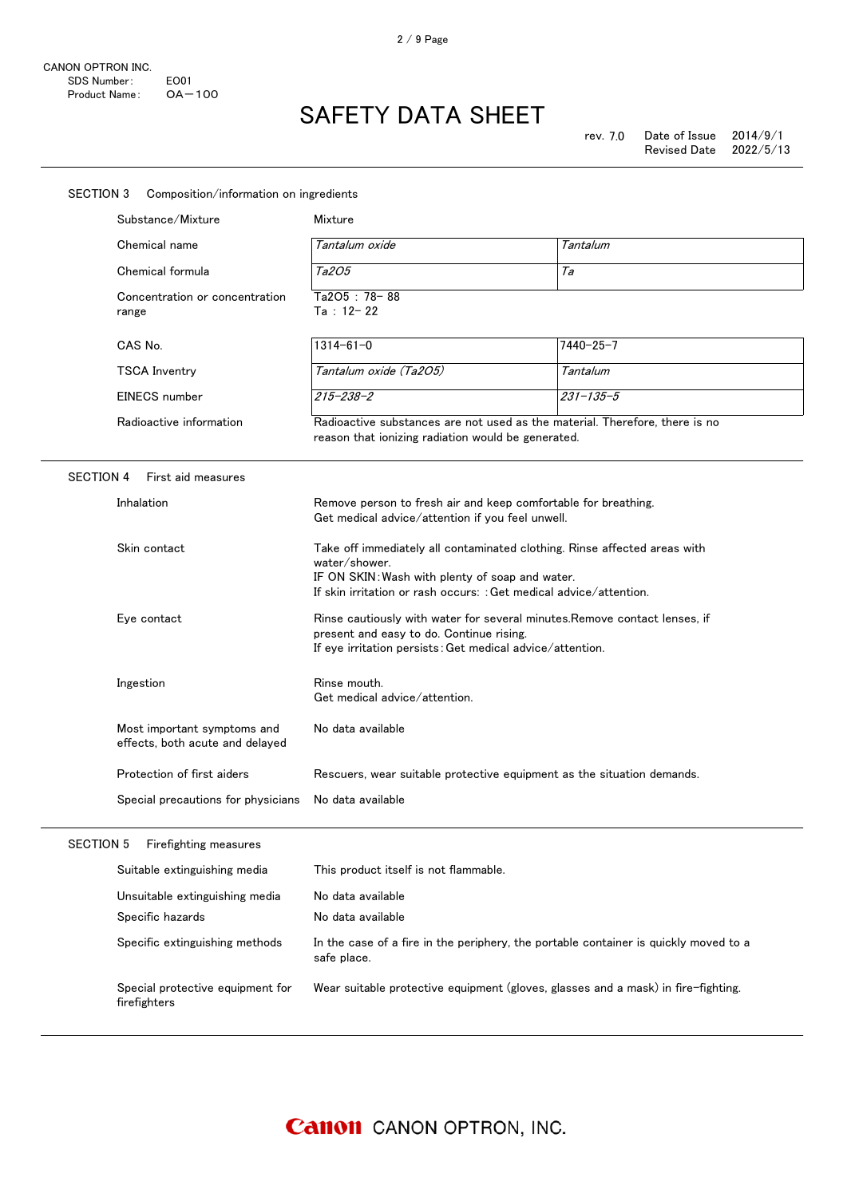## SECTION 3 Composition/information on ingredients

| | | |
|---|---|---|
| Substance/Mixture | Mixture | |
| Chemical name | *Tantalum oxide* | *Tantalum* |
| Chemical formula | *$Ta_2O_5$* | *Ta* |
| Concentration or concentration range | $Ta_2O_5$ : 78− 88<br>Ta : 12− 22 | |
| CAS No. | 1314−61−0 | 7440−25−7 |
| TSCA Inventry | *Tantalum oxide ($Ta_2O_5$)* | *Tantalum* |
| EINECS number | *215−238−2* | *231−135−5* |
| Radioactive information | Radioactive substances are not used as the material. Therefore, there is no reason that ionizing radiation would be generated. | |

## SECTION 4 First aid measures

| | |
|---|---|
| Inhalation | Remove person to fresh air and keep comfortable for breathing.<br>Get medical advice/attention if you feel unwell. |
| Skin contact | Take off immediately all contaminated clothing. Rinse affected areas with water/shower.<br>IF ON SKIN：Wash with plenty of soap and water.<br>If skin irritation or rash occurs: ：Get medical advice/attention. |
| Eye contact | Rinse cautiously with water for several minutes.Remove contact lenses, if present and easy to do. Continue rising.<br>If eye irritation persists：Get medical advice/attention. |
| Ingestion | Rinse mouth.<br>Get medical advice/attention. |
| Most important symptoms and effects, both acute and delayed | No data available |
| Protection of first aiders | Rescuers, wear suitable protective equipment as the situation demands. |
| Special precautions for physicians | No data available |

## SECTION 5 Firefighting measures

| | |
|---|---|
| Suitable extinguishing media | This product itself is not flammable. |
| Unsuitable extinguishing media | No data available |
| Specific hazards | No data available |
| Specific extinguishing methods | In the case of a fire in the periphery, the portable container is quickly moved to a safe place. |
| Special protective equipment for firefighters | Wear suitable protective equipment (gloves, glasses and a mask) in fire−fighting. |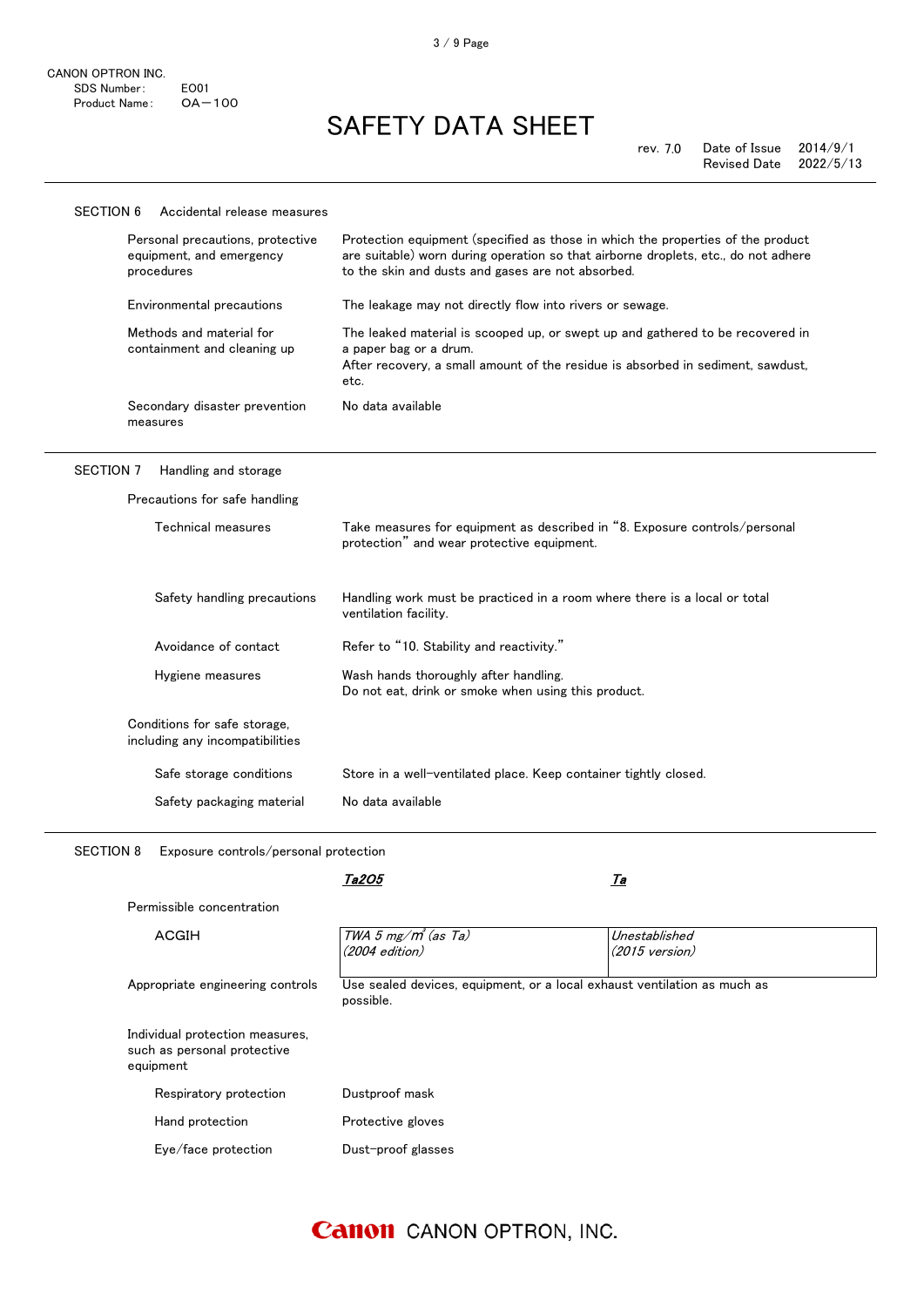CANON OPTRON INC.
SDS Number: E001
Product Name: OA－100

# SAFETY DATA SHEET

rev. 7.0 Date of Issue 2014/9/1
Revised Date 2022/5/13

## SECTION 6 Accidental release measures

| | |
|---|---|
| Personal precautions, protective equipment, and emergency procedures | Protection equipment (specified as those in which the properties of the product are suitable) worn during operation so that airborne droplets, etc., do not adhere to the skin and dusts and gases are not absorbed. |
| Environmental precautions | The leakage may not directly flow into rivers or sewage. |
| Methods and material for containment and cleaning up | The leaked material is scooped up, or swept up and gathered to be recovered in a paper bag or a drum. After recovery, a small amount of the residue is absorbed in sediment, sawdust, etc. |
| Secondary disaster prevention measures | No data available |

## SECTION 7 Handling and storage

Precautions for safe handling

| | |
|---|---|
| Technical measures | Take measures for equipment as described in "8. Exposure controls/personal protection" and wear protective equipment. |
| Safety handling precautions | Handling work must be practiced in a room where there is a local or total ventilation facility. |
| Avoidance of contact | Refer to "10. Stability and reactivity." |
| Hygiene measures | Wash hands thoroughly after handling. Do not eat, drink or smoke when using this product. |

Conditions for safe storage, including any incompatibilities

| | |
|---|---|
| Safe storage conditions | Store in a well-ventilated place. Keep container tightly closed. |
| Safety packaging material | No data available |

## SECTION 8 Exposure controls/personal protection

| | ***$Ta_2O_5$*** | ***Ta*** |
|---|---|---|
| Permissible concentration | | |
| ACGIH | *TWA 5 mg/m³ (as Ta) (2004 edition)* | *Unestablished (2015 version)* |

| | |
|---|---|
| Appropriate engineering controls | Use sealed devices, equipment, or a local exhaust ventilation as much as possible. |

Individual protection measures, such as personal protective equipment

| | |
|---|---|
| Respiratory protection | Dustproof mask |
| Hand protection | Protective gloves |
| Eye/face protection | Dust-proof glasses |

Canon CANON OPTRON, INC.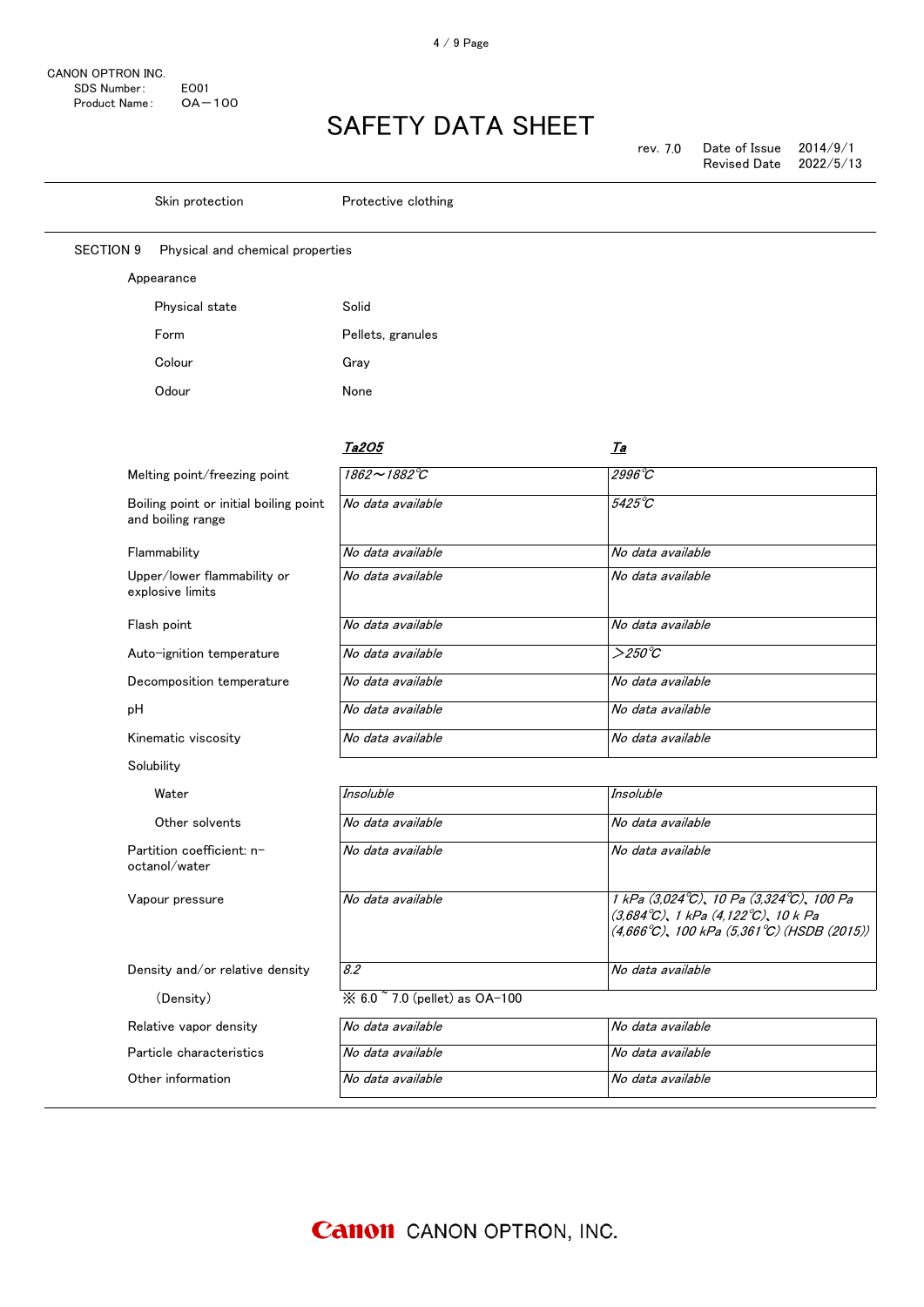| | |
|---|---|
| Skin protection | Protective clothing |

## SECTION 9 Physical and chemical properties

Appearance

| | |
|---|---|
| Physical state | Solid |
| Form | Pellets, granules |
| Colour | Gray |
| Odour | None |

| | *$Ta_2O_5$* | *Ta* |
|---|---|---|
| Melting point/freezing point | *1862～1882℃* | *2996℃* |
| Boiling point or initial boiling point and boiling range | *No data available* | *5425℃* |
| Flammability | *No data available* | *No data available* |
| Upper/lower flammability or explosive limits | *No data available* | *No data available* |
| Flash point | *No data available* | *No data available* |
| Auto-ignition temperature | *No data available* | *＞250℃* |
| Decomposition temperature | *No data available* | *No data available* |
| pH | *No data available* | *No data available* |
| Kinematic viscosity | *No data available* | *No data available* |
| Solubility | | |
| Water | *Insoluble* | *Insoluble* |
| Other solvents | *No data available* | *No data available* |
| Partition coefficient: n-octanol/water | *No data available* | *No data available* |
| Vapour pressure | *No data available* | *1 kPa (3,024℃)、10 Pa (3,324℃)、100 Pa (3,684℃)、1 kPa (4,122℃)、10 k Pa (4,666℃)、100 kPa (5,361℃) (HSDB (2015))* |
| Density and/or relative density | *8.2* | *No data available* |
| (Density) | ※ 6.0 ˜ 7.0 (pellet) as OA-100 | |
| Relative vapor density | *No data available* | *No data available* |
| Particle characteristics | *No data available* | *No data available* |
| Other information | *No data available* | *No data available* |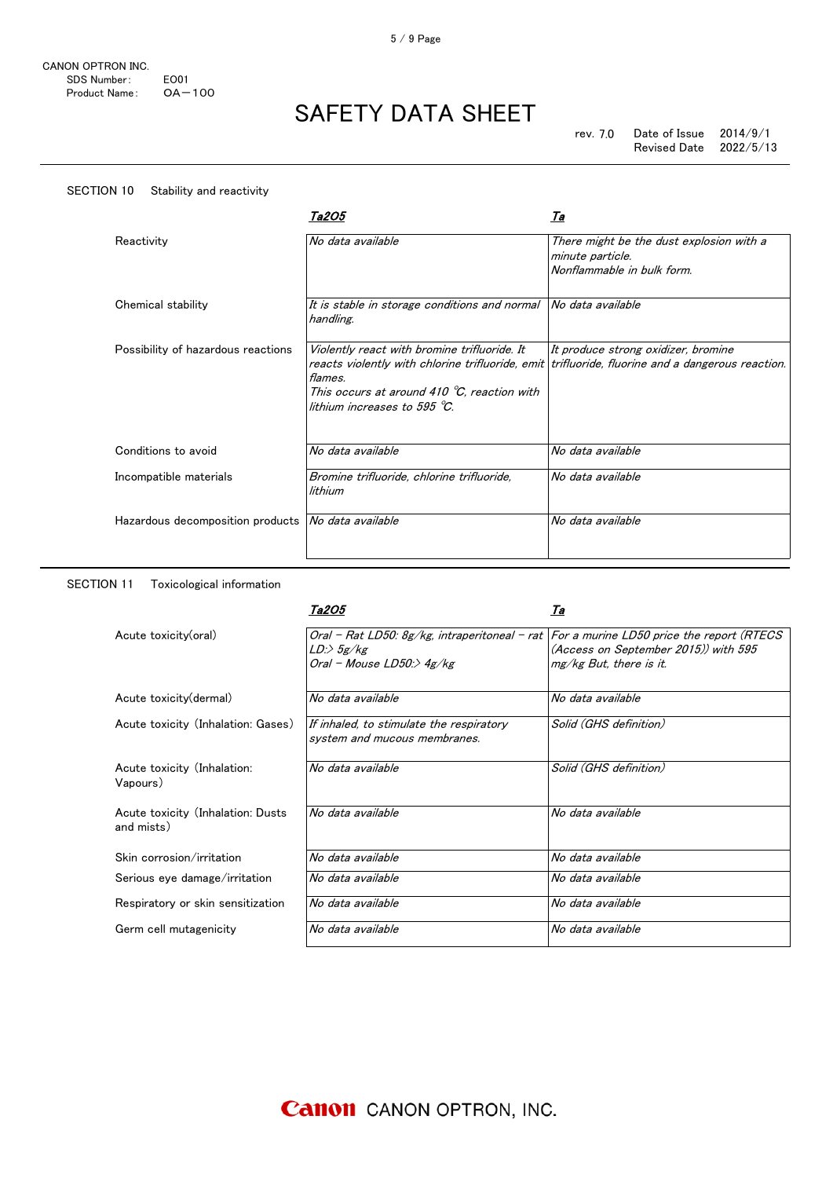CANON OPTRON INC.
SDS Number: E001
Product Name: OA－100

# SAFETY DATA SHEET

rev. 7.0　Date of Issue 2014/9/1
Revised Date 2022/5/13

## SECTION 10　Stability and reactivity

| | *Ta2O5* | *Ta* |
|---|---|---|
| Reactivity | *No data available* | *There might be the dust explosion with a minute particle. Nonflammable in bulk form.* |
| Chemical stability | *It is stable in storage conditions and normal handling.* | *No data available* |
| Possibility of hazardous reactions | *Violently react with bromine trifluoride. It reacts violently with chlorine trifluoride, emit flames. This occurs at around 410 ℃, reaction with lithium increases to 595 ℃.* | *It produce strong oxidizer, bromine trifluoride, fluorine and a dangerous reaction.* |
| Conditions to avoid | *No data available* | *No data available* |
| Incompatible materials | *Bromine trifluoride, chlorine trifluoride, lithium* | *No data available* |
| Hazardous decomposition products | *No data available* | *No data available* |

## SECTION 11　Toxicological information

| | *Ta2O5* | *Ta* |
|---|---|---|
| Acute toxicity(oral) | *Oral – Rat LD50: 8g/kg, intraperitoneal – rat LD:> 5g/kg Oral – Mouse LD50:> 4g/kg* | *For a murine LD50 price the report (RTECS (Access on September 2015)) with 595 mg/kg But, there is it.* |
| Acute toxicity(dermal) | *No data available* | *No data available* |
| Acute toxicity (Inhalation: Gases) | *If inhaled, to stimulate the respiratory system and mucous membranes.* | *Solid (GHS definition)* |
| Acute toxicity (Inhalation: Vapours) | *No data available* | *Solid (GHS definition)* |
| Acute toxicity (Inhalation: Dusts and mists) | *No data available* | *No data available* |
| Skin corrosion/irritation | *No data available* | *No data available* |
| Serious eye damage/irritation | *No data available* | *No data available* |
| Respiratory or skin sensitization | *No data available* | *No data available* |
| Germ cell mutagenicity | *No data available* | *No data available* |

Canon CANON OPTRON, INC.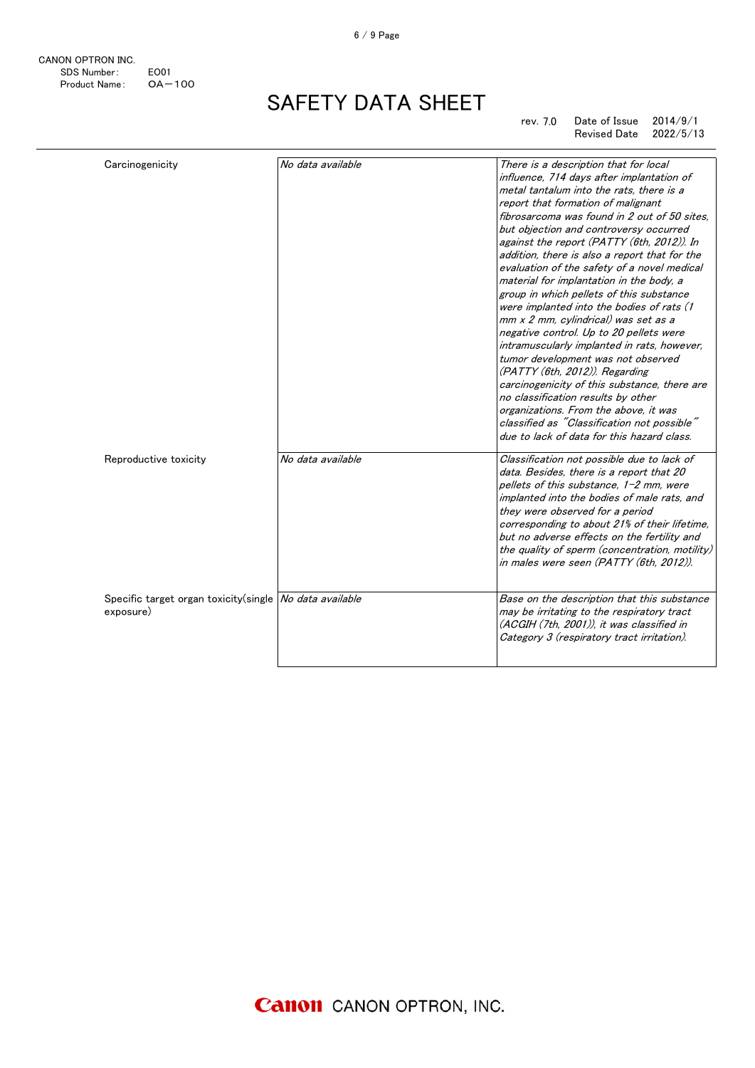# SAFETY DATA SHEET

| | | |
|---|---|---|
| Carcinogenicity | *No data available* | *There is a description that for local influence, 714 days after implantation of metal tantalum into the rats, there is a report that formation of malignant fibrosarcoma was found in 2 out of 50 sites, but objection and controversy occurred against the report (PATTY (6th, 2012)). In addition, there is also a report that for the evaluation of the safety of a novel medical material for implantation in the body, a group in which pellets of this substance were implanted into the bodies of rats (1 mm x 2 mm, cylindrical) was set as a negative control. Up to 20 pellets were intramuscularly implanted in rats, however, tumor development was not observed (PATTY (6th, 2012)). Regarding carcinogenicity of this substance, there are no classification results by other organizations. From the above, it was classified as "Classification not possible" due to lack of data for this hazard class.* |
| Reproductive toxicity | *No data available* | *Classification not possible due to lack of data. Besides, there is a report that 20 pellets of this substance, 1-2 mm, were implanted into the bodies of male rats, and they were observed for a period corresponding to about 21% of their lifetime, but no adverse effects on the fertility and the quality of sperm (concentration, motility) in males were seen (PATTY (6th, 2012)).* |
| Specific target organ toxicity(single exposure) | *No data available* | *Base on the description that this substance may be irritating to the respiratory tract (ACGIH (7th, 2001)), it was classified in Category 3 (respiratory tract irritation).* |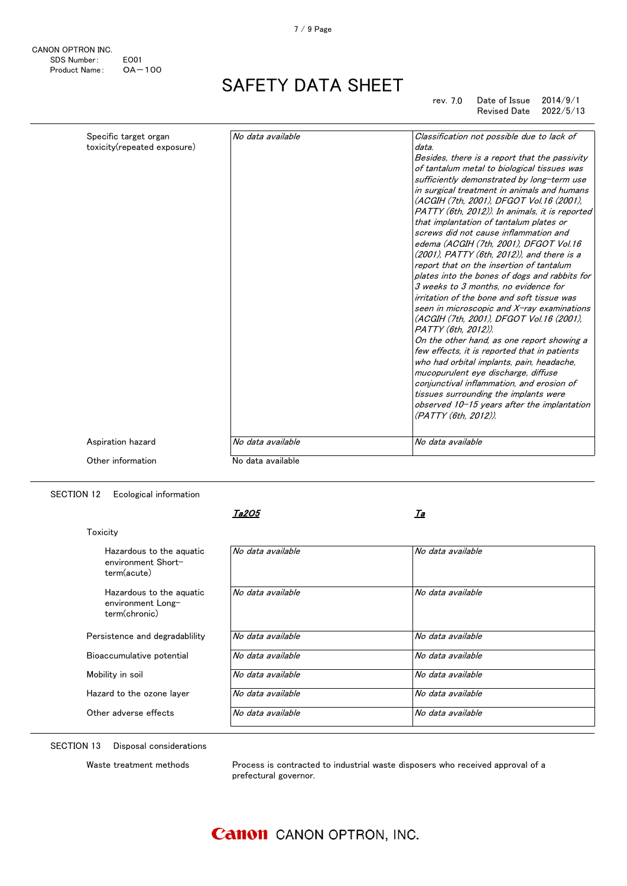| | | |
|---|---|---|
| Specific target organ toxicity(repeated exposure) | *No data available* | *Classification not possible due to lack of data.*<br>*Besides, there is a report that the passivity of tantalum metal to biological tissues was sufficiently demonstrated by long-term use in surgical treatment in animals and humans (ACGIH (7th, 2001), DFGOT Vol.16 (2001), PATTY (6th, 2012)). In animals, it is reported that implantation of tantalum plates or screws did not cause inflammation and edema (ACGIH (7th, 2001), DFGOT Vol.16 (2001), PATTY (6th, 2012)), and there is a report that on the insertion of tantalum plates into the bones of dogs and rabbits for 3 weeks to 3 months, no evidence for irritation of the bone and soft tissue was seen in microscopic and X-ray examinations (ACGIH (7th, 2001), DFGOT Vol.16 (2001), PATTY (6th, 2012)).*<br>*On the other hand, as one report showing a few effects, it is reported that in patients who had orbital implants, pain, headache, mucopurulent eye discharge, diffuse conjunctival inflammation, and erosion of tissues surrounding the implants were observed 10-15 years after the implantation (PATTY (6th, 2012)).* |
| Aspiration hazard | *No data available* | *No data available* |

Other information　　No data available

## SECTION 12　Ecological information

| | *Ta2O5* | *Ta* |
|---|---|---|
| Toxicity | | |
| Hazardous to the aquatic environment Short-term(acute) | *No data available* | *No data available* |
| Hazardous to the aquatic environment Long-term(chronic) | *No data available* | *No data available* |
| Persistence and degradablility | *No data available* | *No data available* |
| Bioaccumulative potential | *No data available* | *No data available* |
| Mobility in soil | *No data available* | *No data available* |
| Hazard to the ozone layer | *No data available* | *No data available* |
| Other adverse effects | *No data available* | *No data available* |

## SECTION 13　Disposal considerations

Waste treatment methods　　Process is contracted to industrial waste disposers who received approval of a prefectural governor.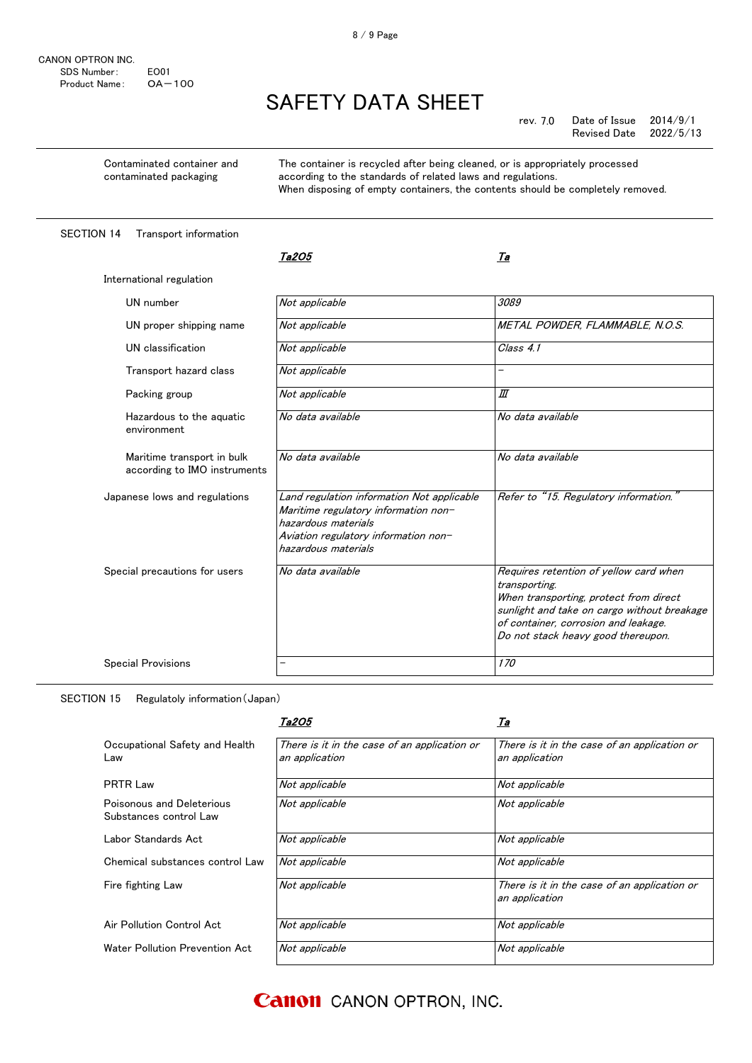CANON OPTRON INC.
SDS Number: E001
Product Name: OA−100

# SAFETY DATA SHEET

rev. 7.0 Date of Issue 2014/9/1
Revised Date 2022/5/13

| | |
|---|---|
| Contaminated container and contaminated packaging | The container is recycled after being cleaned, or is appropriately processed according to the standards of related laws and regulations. When disposing of empty containers, the contents should be completely removed. |

## SECTION 14 Transport information

| | ***Ta2O5*** | ***Ta*** |
|---|---|---|
| International regulation | | |
| UN number | *Not applicable* | *3089* |
| UN proper shipping name | *Not applicable* | *METAL POWDER, FLAMMABLE, N.O.S.* |
| UN classification | *Not applicable* | *Class 4.1* |
| Transport hazard class | *Not applicable* | *−* |
| Packing group | *Not applicable* | *Ⅲ* |
| Hazardous to the aquatic environment | *No data available* | *No data available* |
| Maritime transport in bulk according to IMO instruments | *No data available* | *No data available* |
| Japanese lows and regulations | *Land regulation information Not applicable*<br>*Maritime regulatory information non−hazardous materials*<br>*Aviation regulatory information non−hazardous materials* | *Refer to "15. Regulatory information."* |
| Special precautions for users | *No data available* | *Requires retention of yellow card when transporting.*<br>*When transporting, protect from direct sunlight and take on cargo without breakage of container, corrosion and leakage.*<br>*Do not stack heavy good thereupon.* |
| Special Provisions | *−* | *170* |

## SECTION 15 Regulatoly information (Japan)

| | ***Ta2O5*** | ***Ta*** |
|---|---|---|
| Occupational Safety and Health Law | *There is it in the case of an application or an application* | *There is it in the case of an application or an application* |
| PRTR Law | *Not applicable* | *Not applicable* |
| Poisonous and Deleterious Substances control Law | *Not applicable* | *Not applicable* |
| Labor Standards Act | *Not applicable* | *Not applicable* |
| Chemical substances control Law | *Not applicable* | *Not applicable* |
| Fire fighting Law | *Not applicable* | *There is it in the case of an application or an application* |
| Air Pollution Control Act | *Not applicable* | *Not applicable* |
| Water Pollution Prevention Act | *Not applicable* | *Not applicable* |

Canon CANON OPTRON, INC.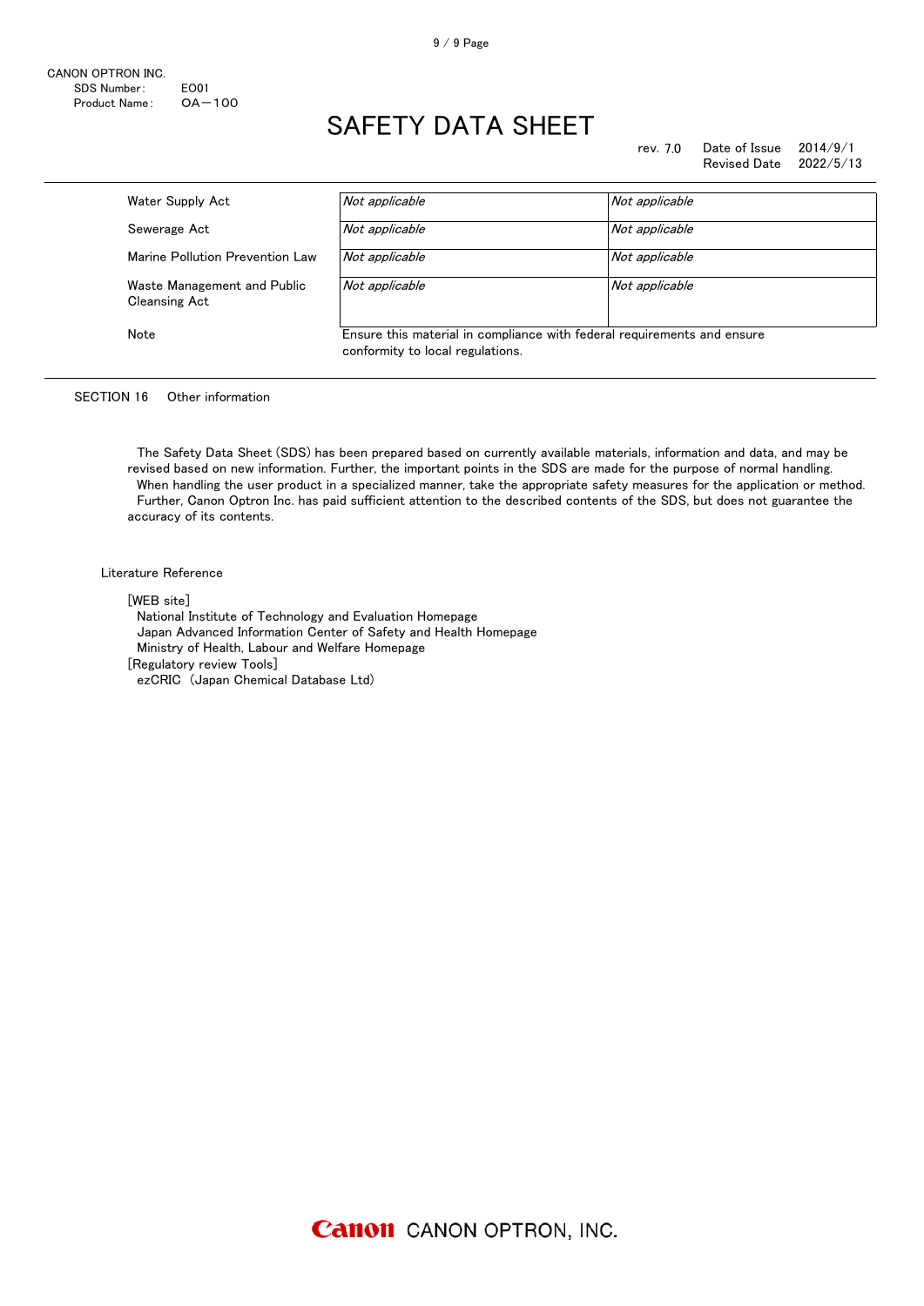| | | |
|---|---|---|
| Water Supply Act | *Not applicable* | *Not applicable* |
| Sewerage Act | *Not applicable* | *Not applicable* |
| Marine Pollution Prevention Law | *Not applicable* | *Not applicable* |
| Waste Management and Public Cleansing Act | *Not applicable* | *Not applicable* |
| Note | Ensure this material in compliance with federal requirements and ensure conformity to local regulations. | |

## SECTION 16 Other information

The Safety Data Sheet (SDS) has been prepared based on currently available materials, information and data, and may be revised based on new information. Further, the important points in the SDS are made for the purpose of normal handling.
When handling the user product in a specialized manner, take the appropriate safety measures for the application or method.
Further, Canon Optron Inc. has paid sufficient attention to the described contents of the SDS, but does not guarantee the accuracy of its contents.

### Literature Reference

[WEB site]
National Institute of Technology and Evaluation Homepage
Japan Advanced Information Center of Safety and Health Homepage
Ministry of Health, Labour and Welfare Homepage
[Regulatory review Tools]
ezCRIC（Japan Chemical Database Ltd）